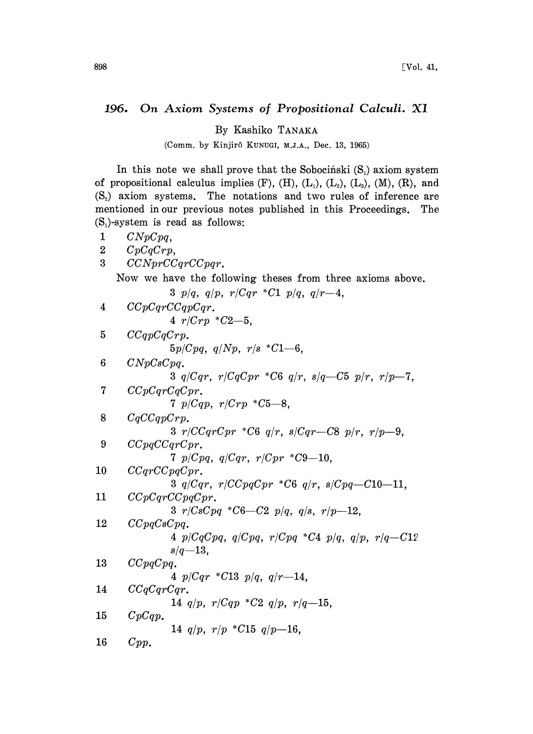# 196. On Axiom Systems of Propositional Calculi. XI

By Kashiko TANAKA

(Comm. by Kinjirô KUNUGI, M.J.A., Dec. 13, 1965)

In this note we shall prove that the Sobociński ($S_1$) axiom system of propositional calculus implies (F), (H), ($L_1$), ($L_2$), ($L_3$), (M), (R), and ($S_2$) axiom systems. The notations and two rules of inference are mentioned in our previous notes published in this Proceedings. The ($S_1$)-system is read as follows:

1 *CNpCpq*,

2 *CpCqCrp*,

3 *CCNprCCqrCCpqr*.

Now we have the following theses from three axioms above.

3 *p/q*, *q/p*, *r/Cqr* \**C*1 *p/q*, *q/r*—4,

4 *CCpCqrCCqpCqr*.

4 *r/Crp* \**C*2—5,

5 *CCqpCqCrp*.

5*p/Cpq*, *q/Np*, *r/s* \**C*1—6,

6 *CNpCsCpq*.

3 *q/Cqr*, *r/CqCpr* \**C*6 *q/r*, *s/q*—*C*5 *p/r*, *r/p*—7,

7 *CCpCqrCqCpr*.

7 *p/Cqp*, *r/Crp* \**C*5—8,

8 *CqCCqpCrp*.

3 *r/CCqrCpr* \**C*6 *q/r*, *s/Cqr*—*C*8 *p/r*, *r/p*—9,

9 *CCpqCCqrCpr*.

7 *p/Cpq*, *q/Cqr*, *r/Cpr* \**C*9—10,

10 *CCqrCCpqCpr*.

3 *q/Cqr*, *r/CCpqCpr* \**C*6 *q/r*, *s/Cpq*—*C*10—11,

11 *CCpCqrCCpqCpr*.

3 *r/CsCpq* \**C*6—*C*2 *p/q*, *q/s*, *r/p*—12,

12 *CCpqCsCpq*.

4 *p/CqCpq*, *q/Cpq*, *r/Cpq* \**C*4 *p/q*, *q/p*, *r/q*—*C*12 *s/q*—13,

13 *CCpqCpq*.

4 *p/Cqr* \**C*13 *p/q*, *q/r*—14,

14 *CCqCqrCqr*.

14 *q/p*, *r/Cqp* \**C*2 *q/p*, *r/q*—15,

15 *CpCqp*.

14 *q/p*, *r/p* \**C*15 *q/p*—16,

16 *Cpp*.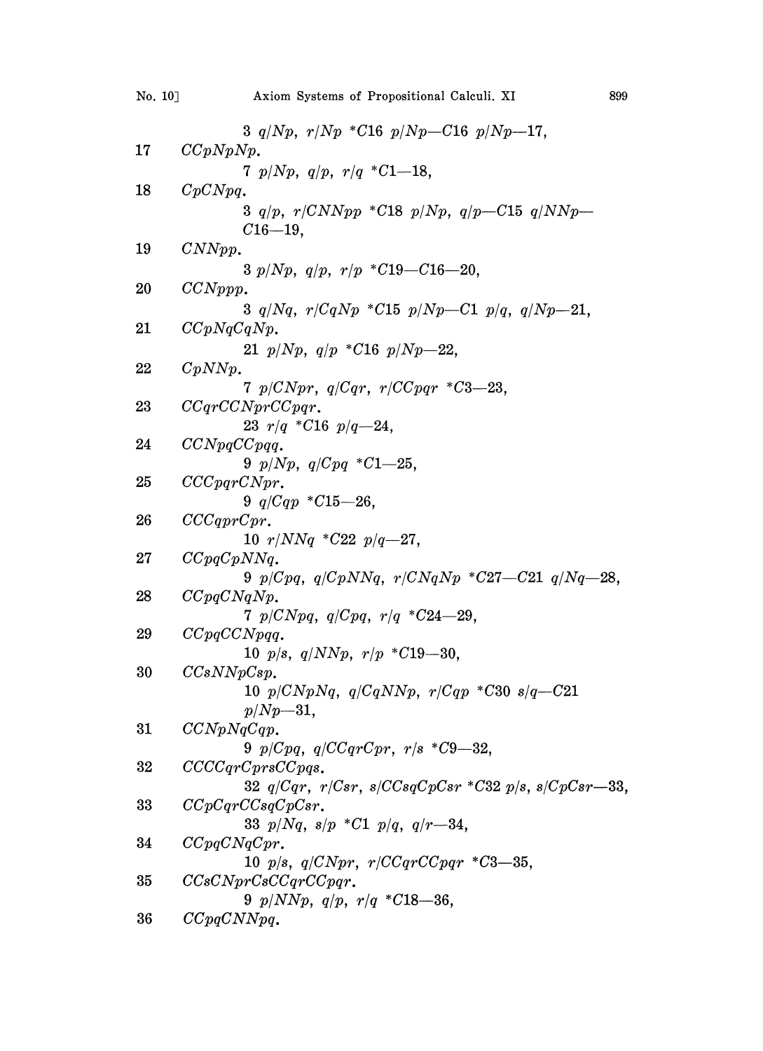3 $q/Np$, $r/Np$ $*C16$ $p/Np$—$C16$ $p/Np$—17,

17 $CCpNpNp$.

7 $p/Np$, $q/p$, $r/q$ $*C1$—18,

18 $CpCNpq$.

3 $q/p$, $r/CNNpp$ $*C18$ $p/Np$, $q/p$—$C15$ $q/NNp$—$C16$—19,

19 $CNNpp$.

3 $p/Np$, $q/p$, $r/p$ $*C19$—$C16$—20,

20 $CCNppp$.

3 $q/Nq$, $r/CqNp$ $*C15$ $p/Np$—$C1$ $p/q$, $q/Np$—21,

21 $CCpNqCqNp$.

21 $p/Np$, $q/p$ $*C16$ $p/Np$—22,

22 $CpNNp$.

7 $p/CNpr$, $q/Cqr$, $r/CCpqr$ $*C3$—23,

23 $CCqrCCNprCCpqr$.

23 $r/q$ $*C16$ $p/q$—24,

24 $CCNpqCCpqq$.

9 $p/Np$, $q/Cpq$ $*C1$—25,

25 $CCCpqrCNpr$.

9 $q/Cqp$ $*C15$—26,

26 $CCCqprCpr$.

10 $r/NNq$ $*C22$ $p/q$—27,

27 $CCpqCpNNq$.

9 $p/Cpq$, $q/CpNNq$, $r/CNqNp$ $*C27$—$C21$ $q/Nq$—28,

28 $CCpqCNqNp$.

7 $p/CNpq$, $q/Cpq$, $r/q$ $*C24$—29,

29 $CCpqCCNpqq$.

10 $p/s$, $q/NNp$, $r/p$ $*C19$—30,

30 $CCsNNpCsp$.

10 $p/CNpNq$, $q/CqNNp$, $r/Cqp$ $*C30$ $s/q$—$C21$ $p/Np$—31,

31 $CCNpNqCqp$.

9 $p/Cpq$, $q/CCqrCpr$, $r/s$ $*C9$—32,

32 $CCCCqrCprsCCpqs$.

32 $q/Cqr$, $r/Csr$, $s/CCsqCpCsr$ $*C32$ $p/s$, $s/CpCsr$—33,

33 $CCpCqrCCsqCpCsr$.

33 $p/Nq$, $s/p$ $*C1$ $p/q$, $q/r$—34,

34 $CCpqCNqCpr$.

10 $p/s$, $q/CNpr$, $r/CCqrCCpqr$ $*C3$—35,

35 $CCsCNprCsCCqrCCpqr$.

9 $p/NNp$, $q/p$, $r/q$ $*C18$—36,

36 $CCpqCNNpq$.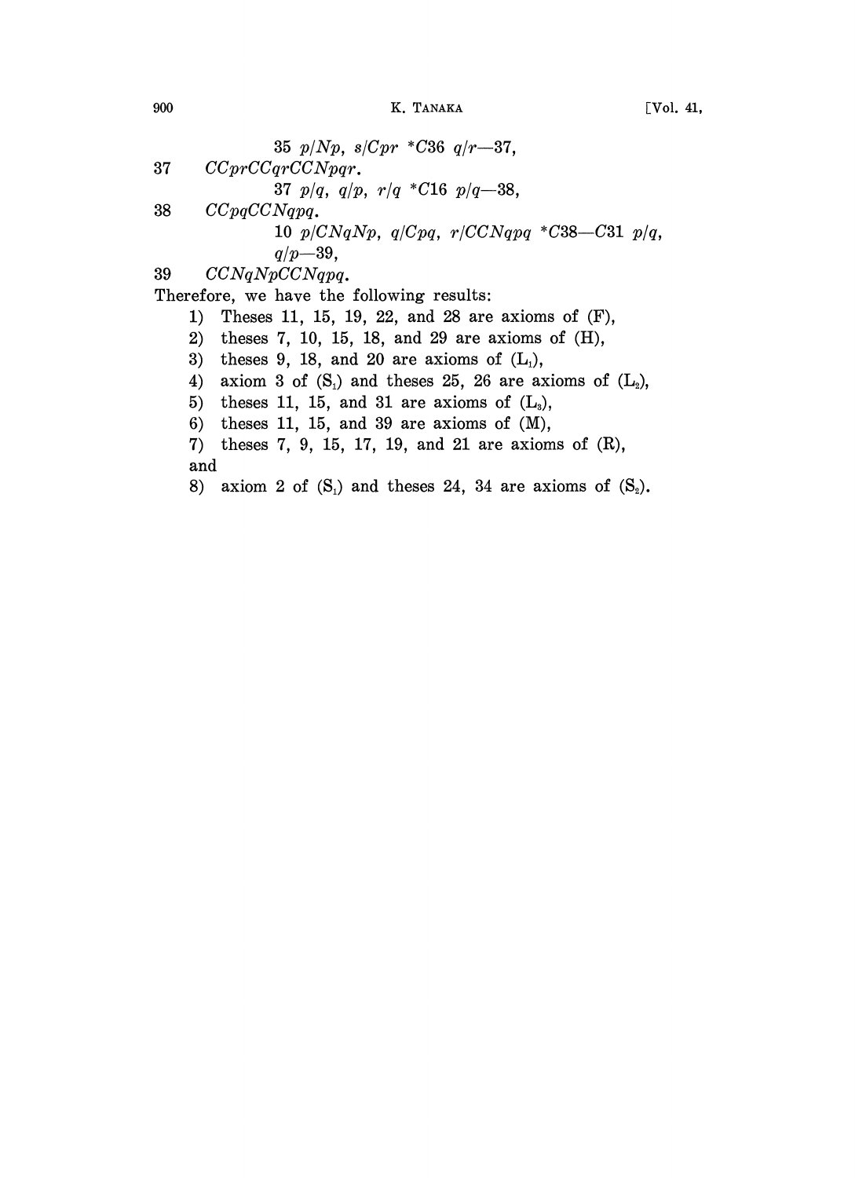35 $p/Np$, $s/Cpr$ $*C36$ $q/r$—37,

37 $CCprCCqrCCNpqr$.

37 $p/q$, $q/p$, $r/q$ $*C16$ $p/q$—38,

38 $CCpqCCNqpq$.

10 $p/CNqNp$, $q/Cpq$, $r/CCNqpq$ $*C38$—$C31$ $p/q$, $q/p$—39,

39 $CCNqNpCCNqpq$.

Therefore, we have the following results:

1) Theses 11, 15, 19, 22, and 28 are axioms of (F),
2) theses 7, 10, 15, 18, and 29 are axioms of (H),
3) theses 9, 18, and 20 are axioms of ($L_1$),
4) axiom 3 of ($S_1$) and theses 25, 26 are axioms of ($L_2$),
5) theses 11, 15, and 31 are axioms of ($L_3$),
6) theses 11, 15, and 39 are axioms of (M),
7) theses 7, 9, 15, 17, 19, and 21 are axioms of (R), and
8) axiom 2 of ($S_1$) and theses 24, 34 are axioms of ($S_2$).